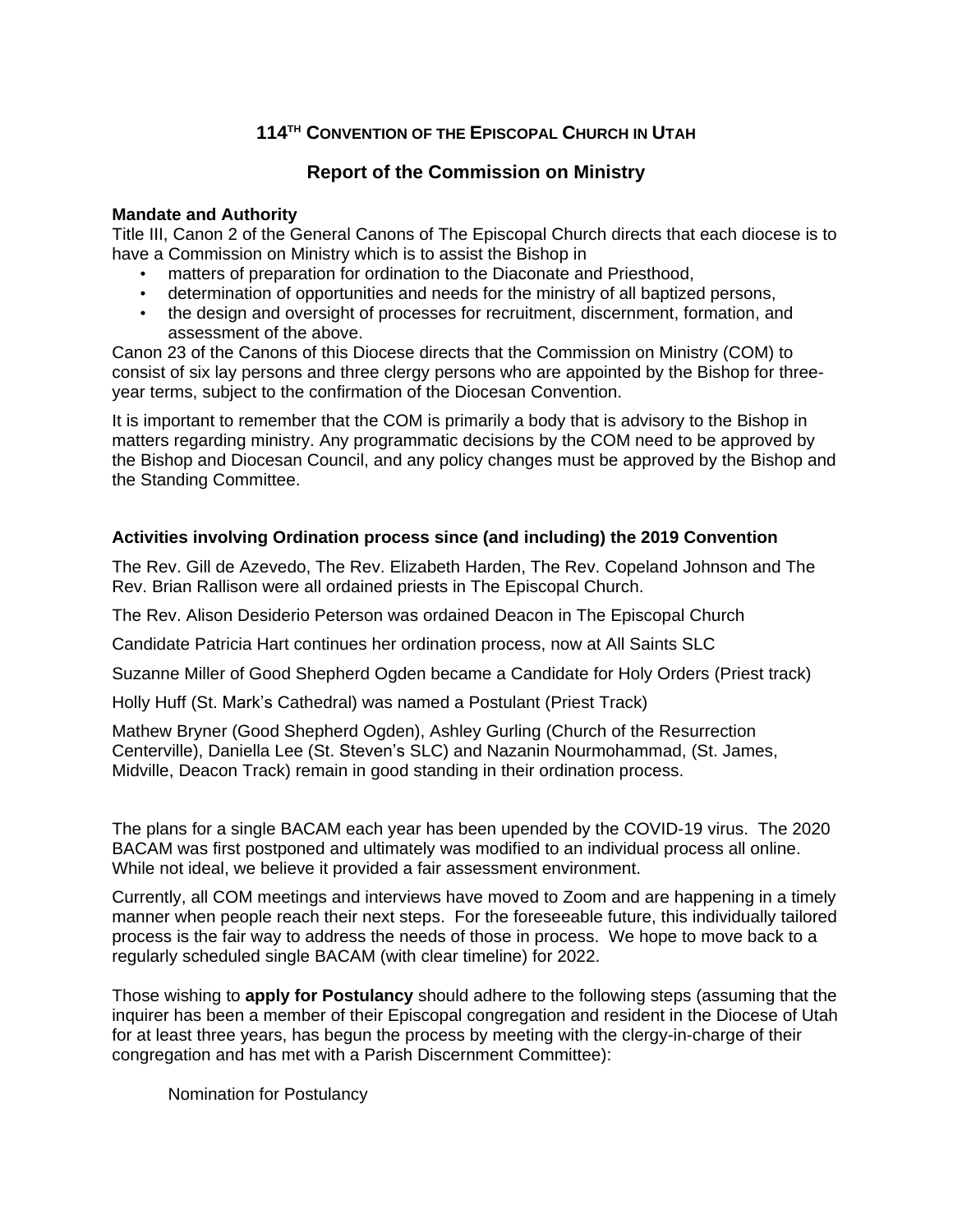# 114TH CONVENTION OF THE EPISCOPAL CHURCH IN UTAH

## Report of the Commission on Ministry

**Mandate and Authority**

Title III, Canon 2 of the General Canons of The Episcopal Church directs that each diocese is to have a Commission on Ministry which is to assist the Bishop in

- matters of preparation for ordination to the Diaconate and Priesthood,
- determination of opportunities and needs for the ministry of all baptized persons,
- the design and oversight of processes for recruitment, discernment, formation, and assessment of the above.

Canon 23 of the Canons of this Diocese directs that the Commission on Ministry (COM) to consist of six lay persons and three clergy persons who are appointed by the Bishop for three-year terms, subject to the confirmation of the Diocesan Convention.

It is important to remember that the COM is primarily a body that is advisory to the Bishop in matters regarding ministry. Any programmatic decisions by the COM need to be approved by the Bishop and Diocesan Council, and any policy changes must be approved by the Bishop and the Standing Committee.

**Activities involving Ordination process since (and including) the 2019 Convention**

The Rev. Gill de Azevedo, The Rev. Elizabeth Harden, The Rev. Copeland Johnson and The Rev. Brian Rallison were all ordained priests in The Episcopal Church.

The Rev. Alison Desiderio Peterson was ordained Deacon in The Episcopal Church

Candidate Patricia Hart continues her ordination process, now at All Saints SLC

Suzanne Miller of Good Shepherd Ogden became a Candidate for Holy Orders (Priest track)

Holly Huff (St. Mark's Cathedral) was named a Postulant (Priest Track)

Mathew Bryner (Good Shepherd Ogden), Ashley Gurling (Church of the Resurrection Centerville), Daniella Lee (St. Steven's SLC) and Nazanin Nourmohammad, (St. James, Midville, Deacon Track) remain in good standing in their ordination process.

The plans for a single BACAM each year has been upended by the COVID-19 virus. The 2020 BACAM was first postponed and ultimately was modified to an individual process all online. While not ideal, we believe it provided a fair assessment environment.

Currently, all COM meetings and interviews have moved to Zoom and are happening in a timely manner when people reach their next steps. For the foreseeable future, this individually tailored process is the fair way to address the needs of those in process. We hope to move back to a regularly scheduled single BACAM (with clear timeline) for 2022.

Those wishing to **apply for Postulancy** should adhere to the following steps (assuming that the inquirer has been a member of their Episcopal congregation and resident in the Diocese of Utah for at least three years, has begun the process by meeting with the clergy-in-charge of their congregation and has met with a Parish Discernment Committee):

Nomination for Postulancy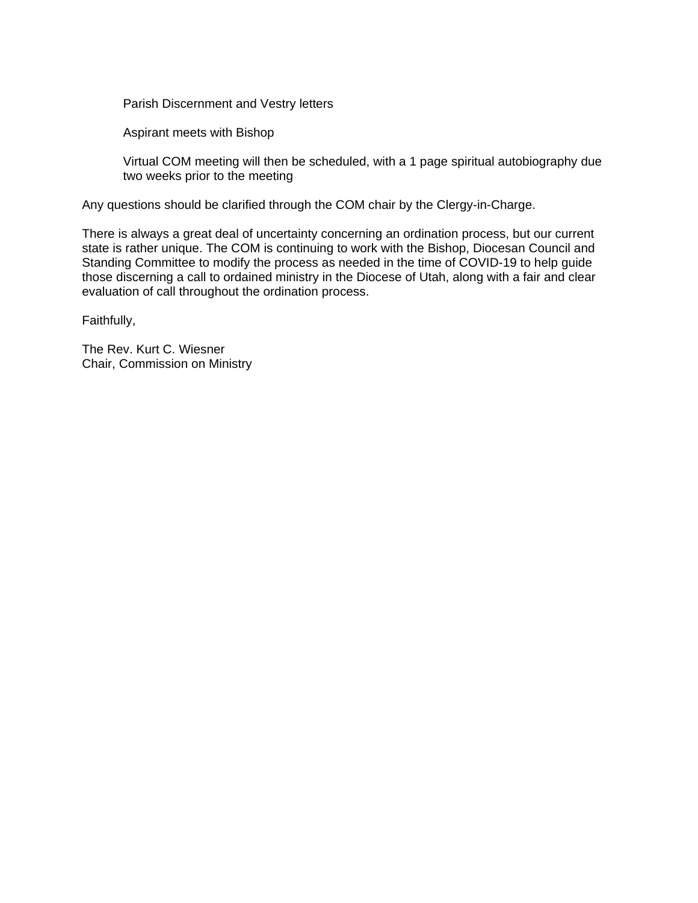Parish Discernment and Vestry letters

Aspirant meets with Bishop

Virtual COM meeting will then be scheduled, with a 1 page spiritual autobiography due two weeks prior to the meeting

Any questions should be clarified through the COM chair by the Clergy-in-Charge.

There is always a great deal of uncertainty concerning an ordination process, but our current state is rather unique. The COM is continuing to work with the Bishop, Diocesan Council and Standing Committee to modify the process as needed in the time of COVID-19 to help guide those discerning a call to ordained ministry in the Diocese of Utah, along with a fair and clear evaluation of call throughout the ordination process.

Faithfully,

The Rev. Kurt C. Wiesner
Chair, Commission on Ministry